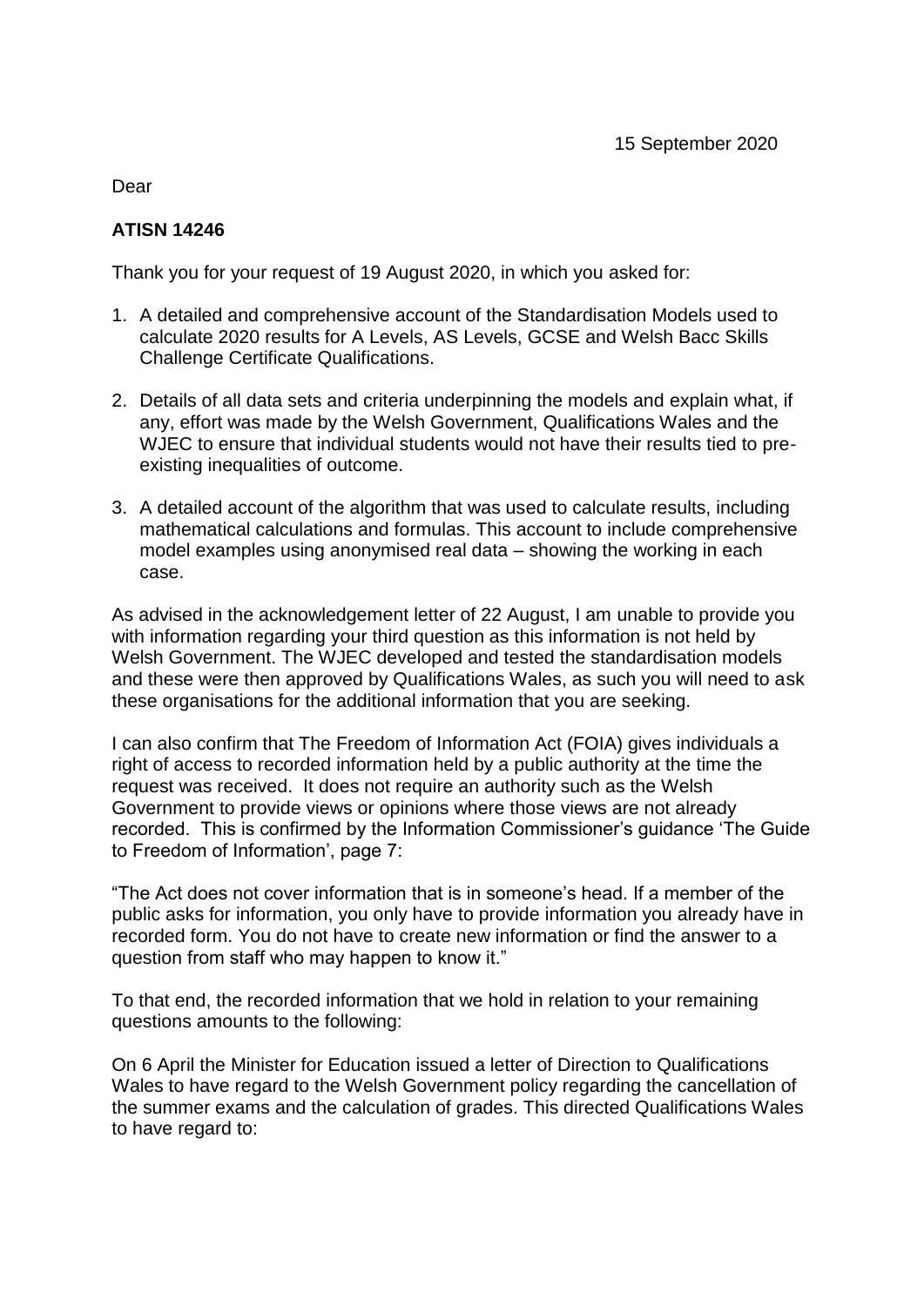15 September 2020

Dear

**ATISN 14246**

Thank you for your request of 19 August 2020, in which you asked for:

1. A detailed and comprehensive account of the Standardisation Models used to calculate 2020 results for A Levels, AS Levels, GCSE and Welsh Bacc Skills Challenge Certificate Qualifications.

2. Details of all data sets and criteria underpinning the models and explain what, if any, effort was made by the Welsh Government, Qualifications Wales and the WJEC to ensure that individual students would not have their results tied to pre-existing inequalities of outcome.

3. A detailed account of the algorithm that was used to calculate results, including mathematical calculations and formulas. This account to include comprehensive model examples using anonymised real data – showing the working in each case.

As advised in the acknowledgement letter of 22 August, I am unable to provide you with information regarding your third question as this information is not held by Welsh Government. The WJEC developed and tested the standardisation models and these were then approved by Qualifications Wales, as such you will need to ask these organisations for the additional information that you are seeking.

I can also confirm that The Freedom of Information Act (FOIA) gives individuals a right of access to recorded information held by a public authority at the time the request was received. It does not require an authority such as the Welsh Government to provide views or opinions where those views are not already recorded. This is confirmed by the Information Commissioner's guidance 'The Guide to Freedom of Information', page 7:

"The Act does not cover information that is in someone's head. If a member of the public asks for information, you only have to provide information you already have in recorded form. You do not have to create new information or find the answer to a question from staff who may happen to know it."

To that end, the recorded information that we hold in relation to your remaining questions amounts to the following:

On 6 April the Minister for Education issued a letter of Direction to Qualifications Wales to have regard to the Welsh Government policy regarding the cancellation of the summer exams and the calculation of grades. This directed Qualifications Wales to have regard to: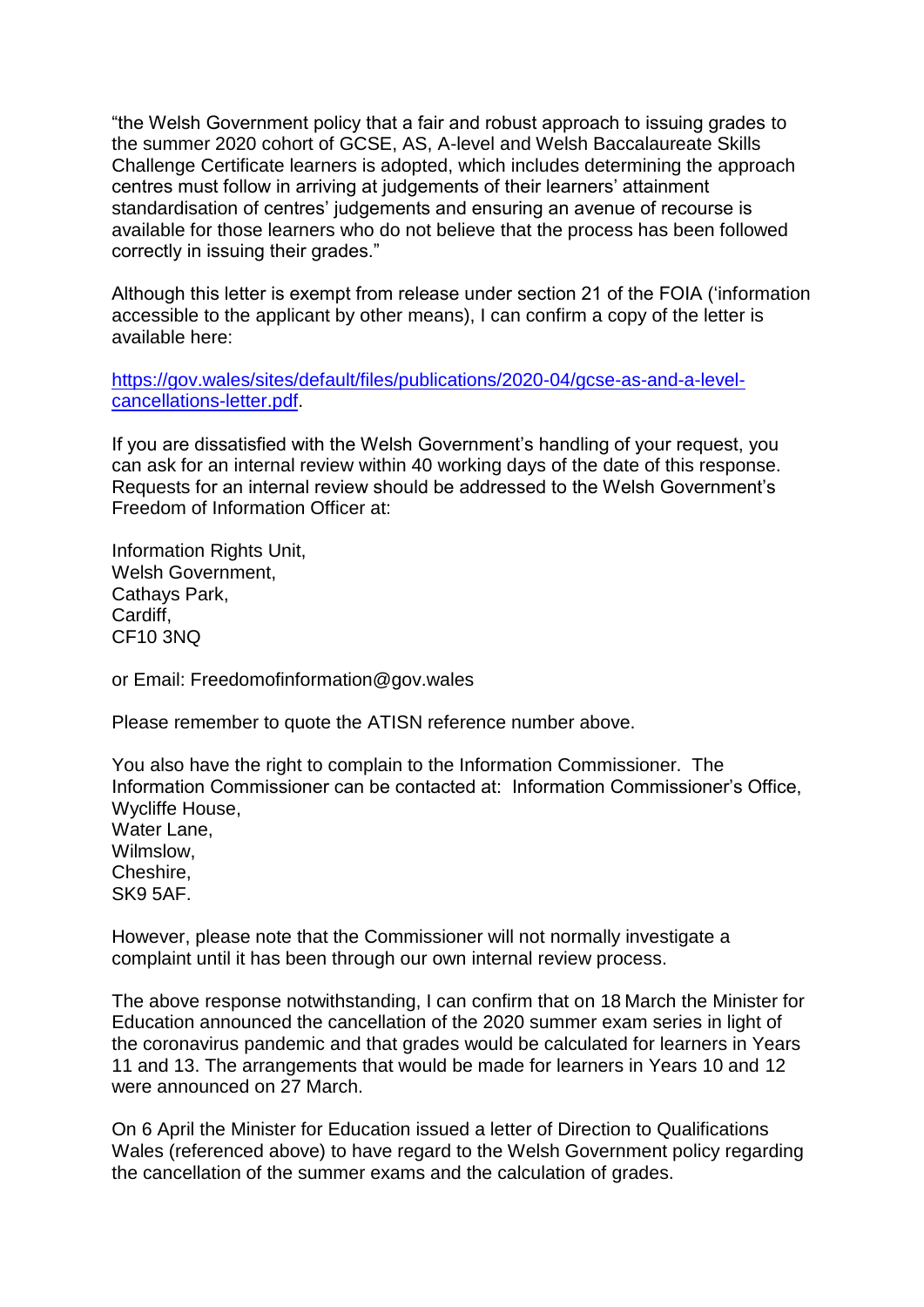"the Welsh Government policy that a fair and robust approach to issuing grades to the summer 2020 cohort of GCSE, AS, A-level and Welsh Baccalaureate Skills Challenge Certificate learners is adopted, which includes determining the approach centres must follow in arriving at judgements of their learners' attainment standardisation of centres' judgements and ensuring an avenue of recourse is available for those learners who do not believe that the process has been followed correctly in issuing their grades."

Although this letter is exempt from release under section 21 of the FOIA ('information accessible to the applicant by other means), I can confirm a copy of the letter is available here:

[https://gov.wales/sites/default/files/publications/2020-04/gcse-as-and-a-level-cancellations-letter.pdf](https://gov.wales/sites/default/files/publications/2020-04/gcse-as-and-a-level-cancellations-letter.pdf).

If you are dissatisfied with the Welsh Government's handling of your request, you can ask for an internal review within 40 working days of the date of this response. Requests for an internal review should be addressed to the Welsh Government's Freedom of Information Officer at:

Information Rights Unit,
Welsh Government,
Cathays Park,
Cardiff,
CF10 3NQ

or Email: Freedomofinformation@gov.wales

Please remember to quote the ATISN reference number above.

You also have the right to complain to the Information Commissioner. The Information Commissioner can be contacted at: Information Commissioner's Office, Wycliffe House,
Water Lane,
Wilmslow,
Cheshire,
SK9 5AF.

However, please note that the Commissioner will not normally investigate a complaint until it has been through our own internal review process.

The above response notwithstanding, I can confirm that on 18 March the Minister for Education announced the cancellation of the 2020 summer exam series in light of the coronavirus pandemic and that grades would be calculated for learners in Years 11 and 13. The arrangements that would be made for learners in Years 10 and 12 were announced on 27 March.

On 6 April the Minister for Education issued a letter of Direction to Qualifications Wales (referenced above) to have regard to the Welsh Government policy regarding the cancellation of the summer exams and the calculation of grades.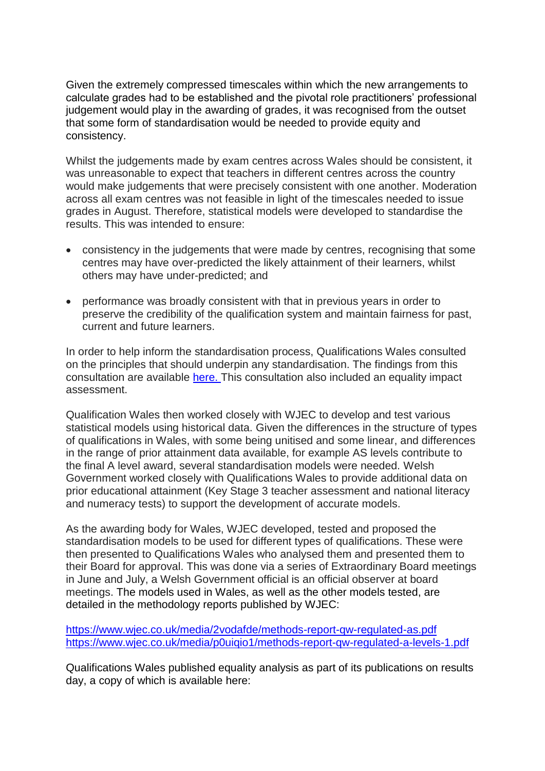Given the extremely compressed timescales within which the new arrangements to calculate grades had to be established and the pivotal role practitioners' professional judgement would play in the awarding of grades, it was recognised from the outset that some form of standardisation would be needed to provide equity and consistency.

Whilst the judgements made by exam centres across Wales should be consistent, it was unreasonable to expect that teachers in different centres across the country would make judgements that were precisely consistent with one another. Moderation across all exam centres was not feasible in light of the timescales needed to issue grades in August. Therefore, statistical models were developed to standardise the results. This was intended to ensure:

- consistency in the judgements that were made by centres, recognising that some centres may have over-predicted the likely attainment of their learners, whilst others may have under-predicted; and
- performance was broadly consistent with that in previous years in order to preserve the credibility of the qualification system and maintain fairness for past, current and future learners.

In order to help inform the standardisation process, Qualifications Wales consulted on the principles that should underpin any standardisation. The findings from this consultation are available [here.](#) This consultation also included an equality impact assessment.

Qualification Wales then worked closely with WJEC to develop and test various statistical models using historical data. Given the differences in the structure of types of qualifications in Wales, with some being unitised and some linear, and differences in the range of prior attainment data available, for example AS levels contribute to the final A level award, several standardisation models were needed. Welsh Government worked closely with Qualifications Wales to provide additional data on prior educational attainment (Key Stage 3 teacher assessment and national literacy and numeracy tests) to support the development of accurate models.

As the awarding body for Wales, WJEC developed, tested and proposed the standardisation models to be used for different types of qualifications. These were then presented to Qualifications Wales who analysed them and presented them to their Board for approval. This was done via a series of Extraordinary Board meetings in June and July, a Welsh Government official is an official observer at board meetings. The models used in Wales, as well as the other models tested, are detailed in the methodology reports published by WJEC:

https://www.wjec.co.uk/media/2vodafde/methods-report-qw-regulated-as.pdf
https://www.wjec.co.uk/media/p0uiqio1/methods-report-qw-regulated-a-levels-1.pdf

Qualifications Wales published equality analysis as part of its publications on results day, a copy of which is available here: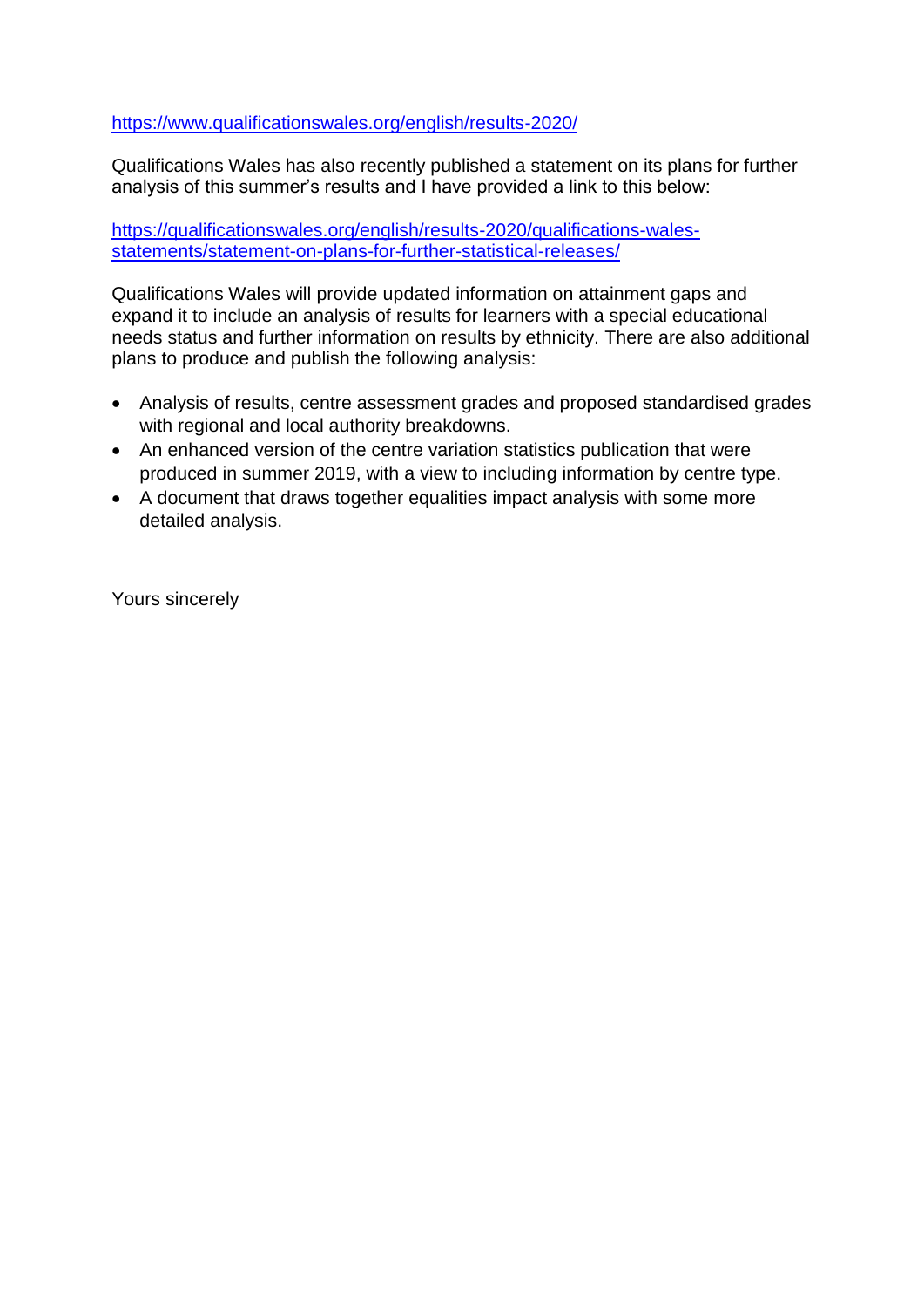https://www.qualificationswales.org/english/results-2020/

Qualifications Wales has also recently published a statement on its plans for further analysis of this summer's results and I have provided a link to this below:

https://qualificationswales.org/english/results-2020/qualifications-wales-statements/statement-on-plans-for-further-statistical-releases/

Qualifications Wales will provide updated information on attainment gaps and expand it to include an analysis of results for learners with a special educational needs status and further information on results by ethnicity. There are also additional plans to produce and publish the following analysis:

- Analysis of results, centre assessment grades and proposed standardised grades with regional and local authority breakdowns.
- An enhanced version of the centre variation statistics publication that were produced in summer 2019, with a view to including information by centre type.
- A document that draws together equalities impact analysis with some more detailed analysis.

Yours sincerely